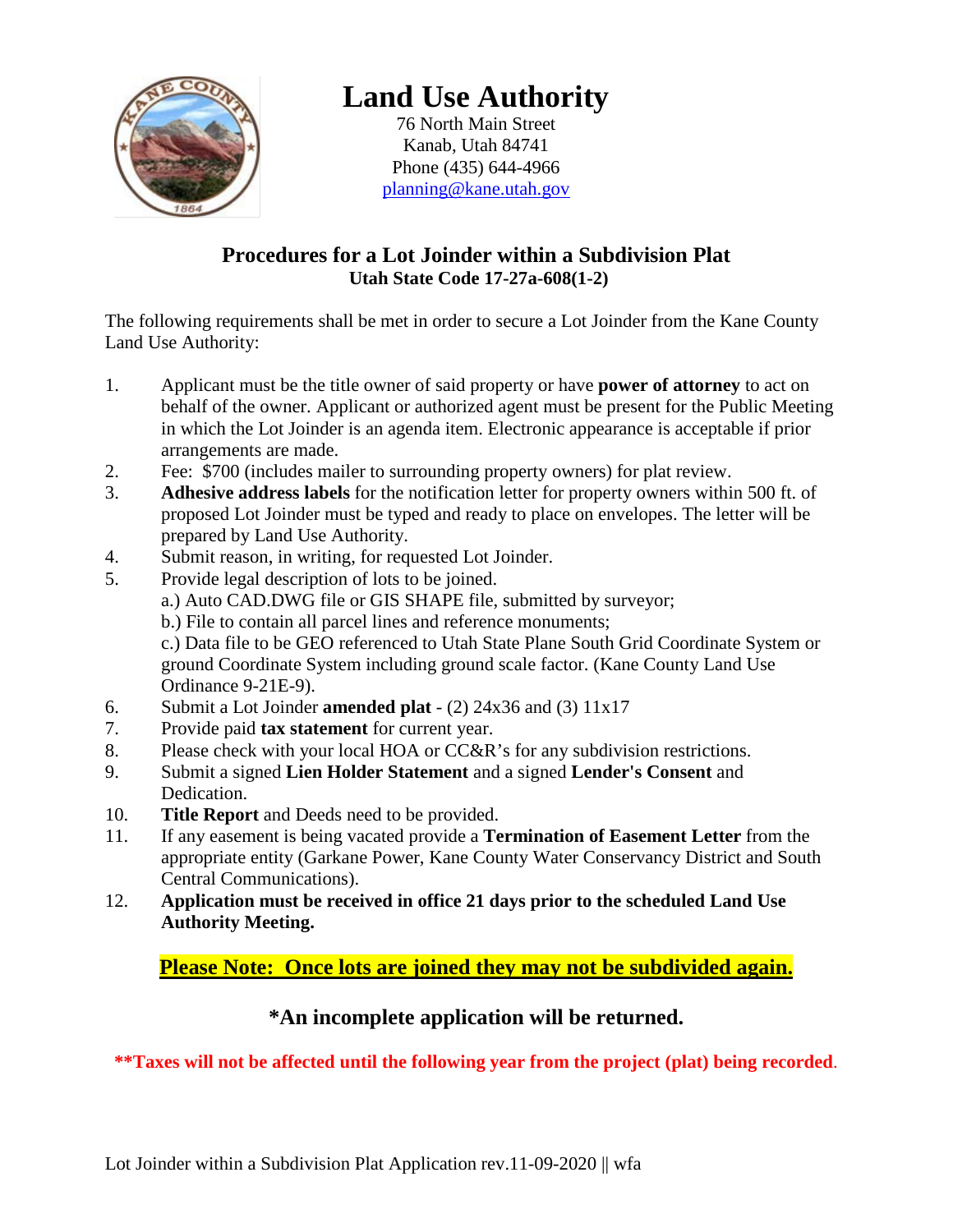# Land Use Authority

76 North Main Street
Kanab, Utah 84741
Phone (435) 644-4966
planning@kane.utah.gov

## Procedures for a Lot Joinder within a Subdivision Plat

**Utah State Code 17-27a-608(1-2)**

The following requirements shall be met in order to secure a Lot Joinder from the Kane County Land Use Authority:

1. Applicant must be the title owner of said property or have **power of attorney** to act on behalf of the owner. Applicant or authorized agent must be present for the Public Meeting in which the Lot Joinder is an agenda item. Electronic appearance is acceptable if prior arrangements are made.
2. Fee: $700 (includes mailer to surrounding property owners) for plat review.
3. **Adhesive address labels** for the notification letter for property owners within 500 ft. of proposed Lot Joinder must be typed and ready to place on envelopes. The letter will be prepared by Land Use Authority.
4. Submit reason, in writing, for requested Lot Joinder.
5. Provide legal description of lots to be joined.
   a.) Auto CAD.DWG file or GIS SHAPE file, submitted by surveyor;
   b.) File to contain all parcel lines and reference monuments;
   c.) Data file to be GEO referenced to Utah State Plane South Grid Coordinate System or ground Coordinate System including ground scale factor. (Kane County Land Use Ordinance 9-21E-9).
6. Submit a Lot Joinder **amended plat** - (2) 24x36 and (3) 11x17
7. Provide paid **tax statement** for current year.
8. Please check with your local HOA or CC&R's for any subdivision restrictions.
9. Submit a signed **Lien Holder Statement** and a signed **Lender's Consent** and Dedication.
10. **Title Report** and Deeds need to be provided.
11. If any easement is being vacated provide a **Termination of Easement Letter** from the appropriate entity (Garkane Power, Kane County Water Conservancy District and South Central Communications).
12. **Application must be received in office 21 days prior to the scheduled Land Use Authority Meeting.**

**Please Note: Once lots are joined they may not be subdivided again.**

**\*An incomplete application will be returned.**

**\*\*Taxes will not be affected until the following year from the project (plat) being recorded**.

Lot Joinder within a Subdivision Plat Application rev.11-09-2020 || wfa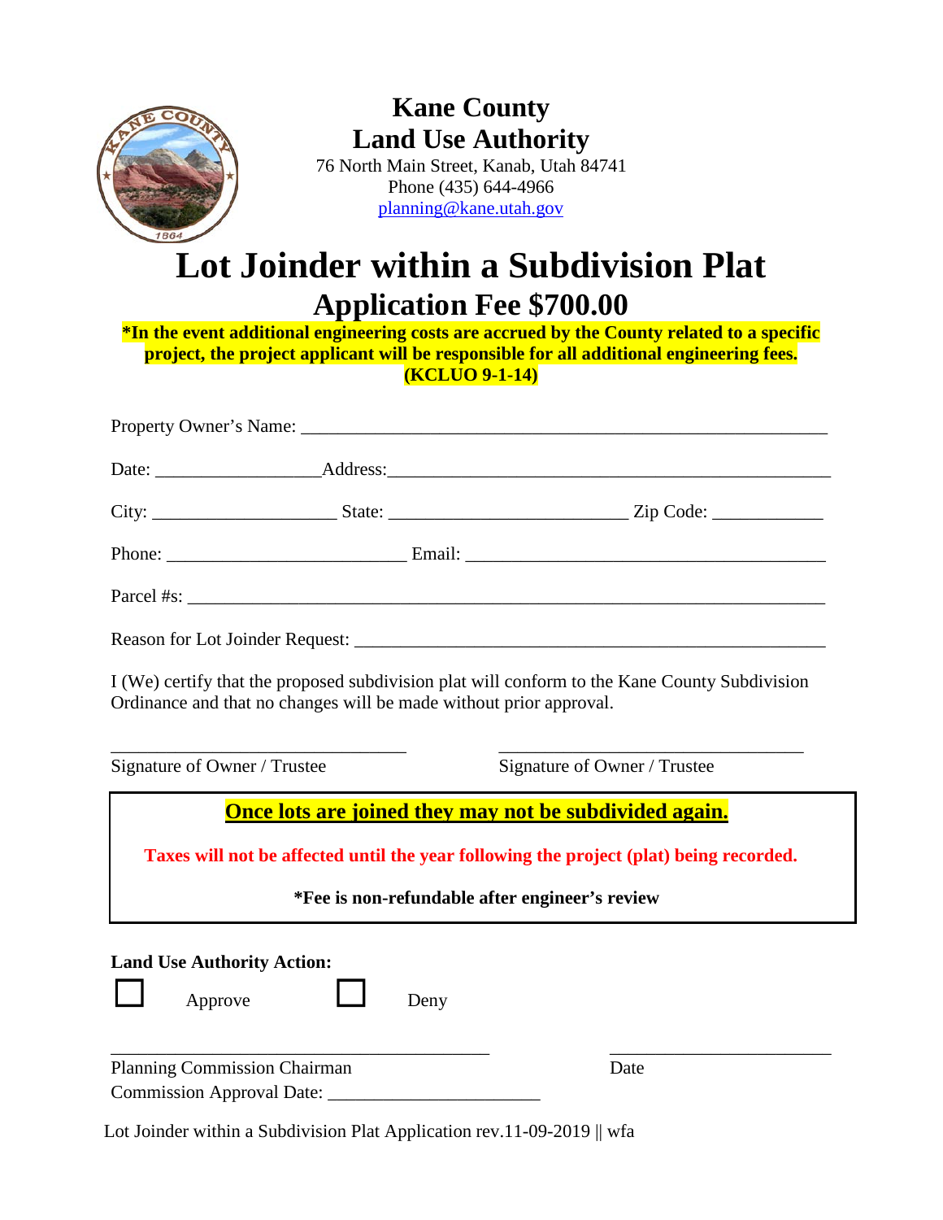# Kane County
# Land Use Authority

76 North Main Street, Kanab, Utah 84741
Phone (435) 644-4966
planning@kane.utah.gov

# Lot Joinder within a Subdivision Plat

## Application Fee $700.00

**\*In the event additional engineering costs are accrued by the County related to a specific project, the project applicant will be responsible for all additional engineering fees. (KCLUO 9-1-14)**

Property Owner's Name: ___________________________________________________________

Date: _________________Address:_______________________________________________

City: ___________________ State: ________________________ Zip Code: ___________

Phone: _________________________ Email: _____________________________________

Parcel #s: _____________________________________________________________________

Reason for Lot Joinder Request: _______________________________________________

I (We) certify that the proposed subdivision plat will conform to the Kane County Subdivision Ordinance and that no changes will be made without prior approval.

_______________________________ _______________________________
Signature of Owner / Trustee Signature of Owner / Trustee

**Once lots are joined they may not be subdivided again.**

**Taxes will not be affected until the year following the project (plat) being recorded.**

**\*Fee is non-refundable after engineer's review**

**Land Use Authority Action:**

☐ Approve ☐ Deny

________________________________________ _______________________
Planning Commission Chairman Date
Commission Approval Date: ______________________

Lot Joinder within a Subdivision Plat Application rev.11-09-2019 || wfa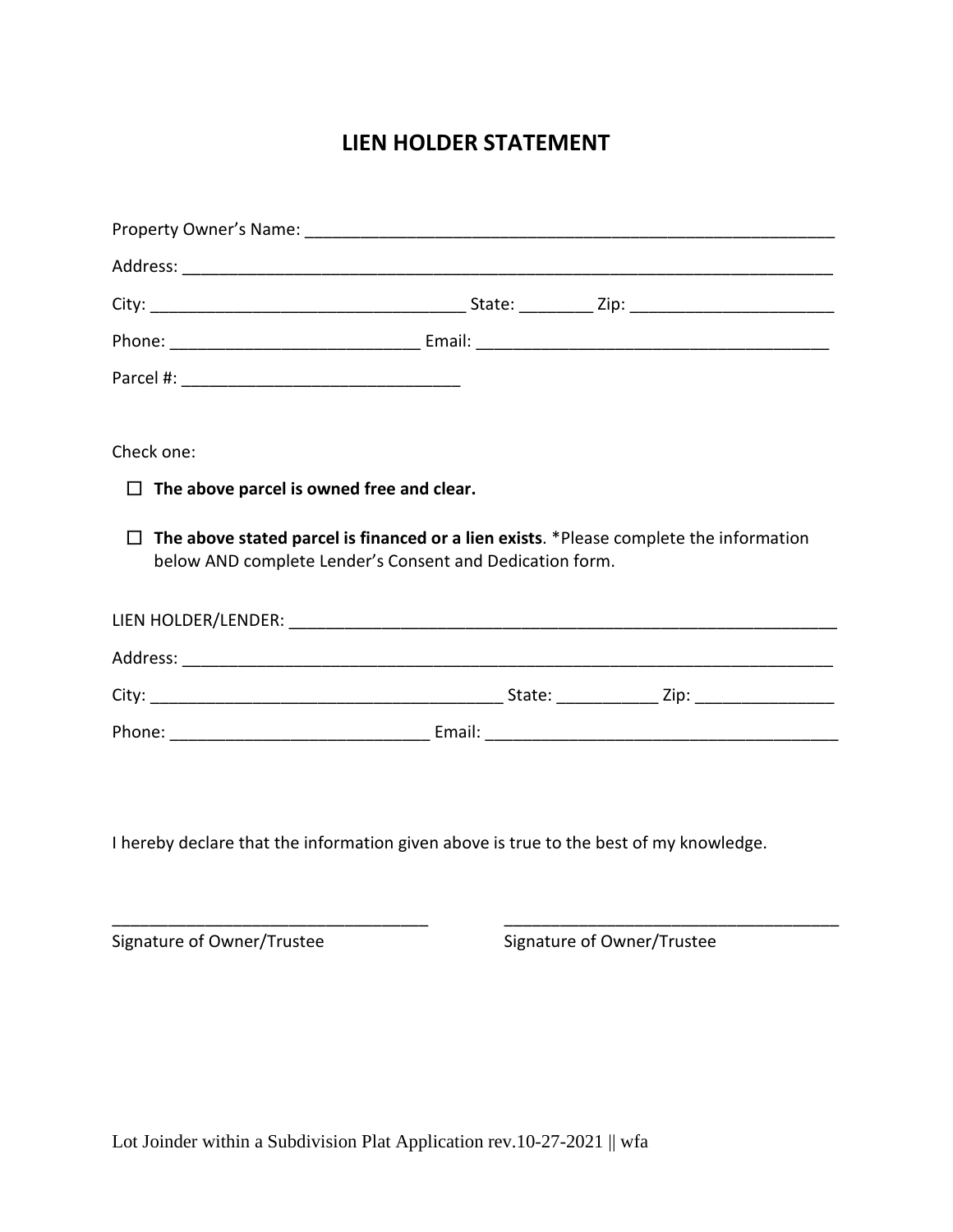# LIEN HOLDER STATEMENT

Property Owner's Name: ___________________________________________________________

Address: ________________________________________________________________________

City: __________________________________ State: ________ Zip: ______________________

Phone: ___________________________ Email: ______________________________________

Parcel #: ______________________________

Check one:

☐ **The above parcel is owned free and clear.**

☐ **The above stated parcel is financed or a lien exists**. *Please complete the information below AND complete Lender's Consent and Dedication form.

LIEN HOLDER/LENDER: _____________________________________________________________

Address: ________________________________________________________________________

City: ______________________________________ State: ___________ Zip: _______________

Phone: ____________________________ Email: ______________________________________

I hereby declare that the information given above is true to the best of my knowledge.

__________________________________ &nbsp;&nbsp;&nbsp;&nbsp;&nbsp;&nbsp;&nbsp;&nbsp; ____________________________________

Signature of Owner/Trustee &nbsp;&nbsp;&nbsp;&nbsp;&nbsp;&nbsp;&nbsp;&nbsp;&nbsp;&nbsp;&nbsp;&nbsp;&nbsp;&nbsp;&nbsp;&nbsp;&nbsp;&nbsp;&nbsp;&nbsp;&nbsp;&nbsp;&nbsp;&nbsp; Signature of Owner/Trustee

Lot Joinder within a Subdivision Plat Application rev.10-27-2021 || wfa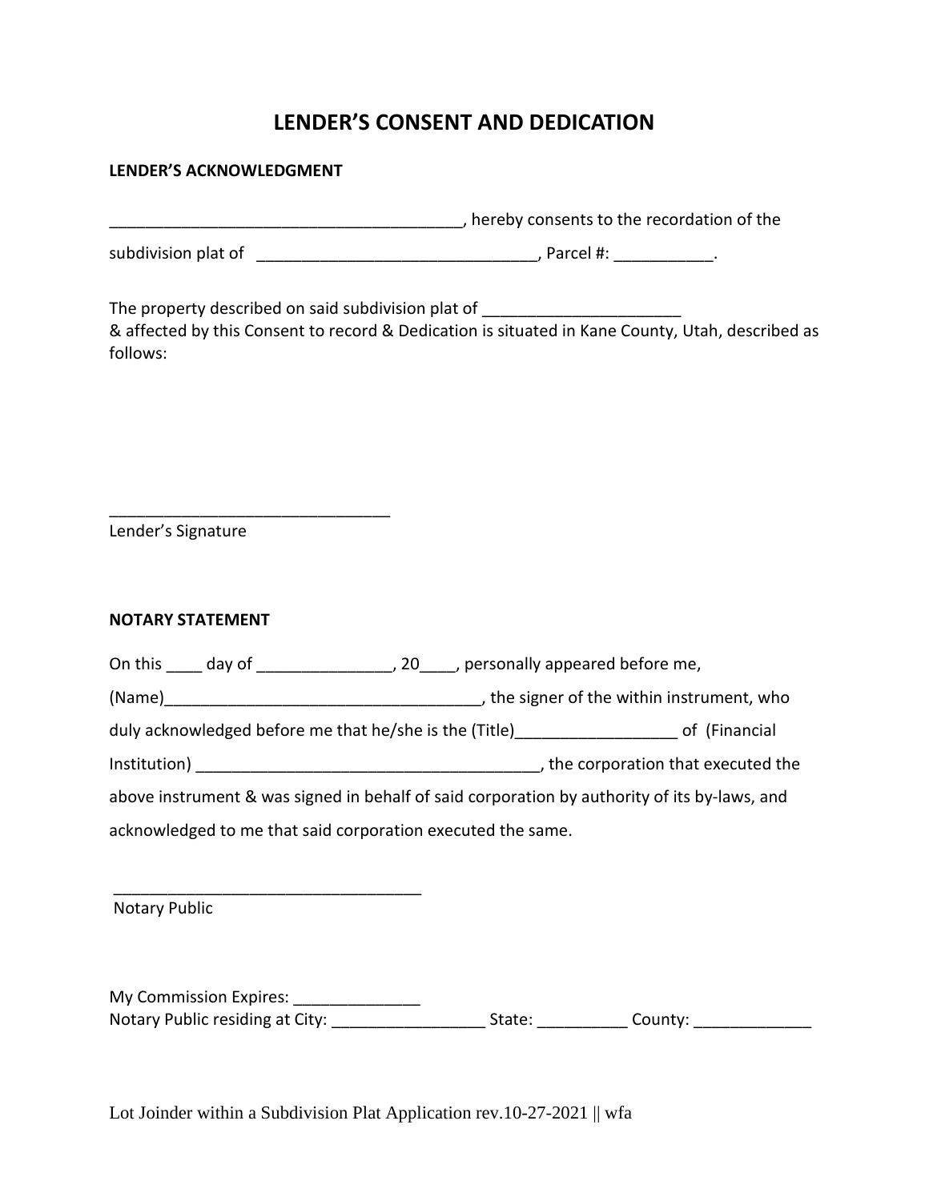# LENDER'S CONSENT AND DEDICATION

**LENDER'S ACKNOWLEDGMENT**

______________________________________, hereby consents to the recordation of the

subdivision plat of ______________________________, Parcel #: ___________.

The property described on said subdivision plat of _____________________
& affected by this Consent to record & Dedication is situated in Kane County, Utah, described as follows:

______________________________
Lender's Signature

**NOTARY STATEMENT**

On this ____ day of _______________, 20____, personally appeared before me,

(Name)___________________________________, the signer of the within instrument, who duly acknowledged before me that he/she is the (Title)_________________ of (Financial Institution) ______________________________________, the corporation that executed the above instrument & was signed in behalf of said corporation by authority of its by-laws, and acknowledged to me that said corporation executed the same.

_________________________________
Notary Public

My Commission Expires: ______________
Notary Public residing at City: _________________ State: __________ County: _____________

Lot Joinder within a Subdivision Plat Application rev.10-27-2021 || wfa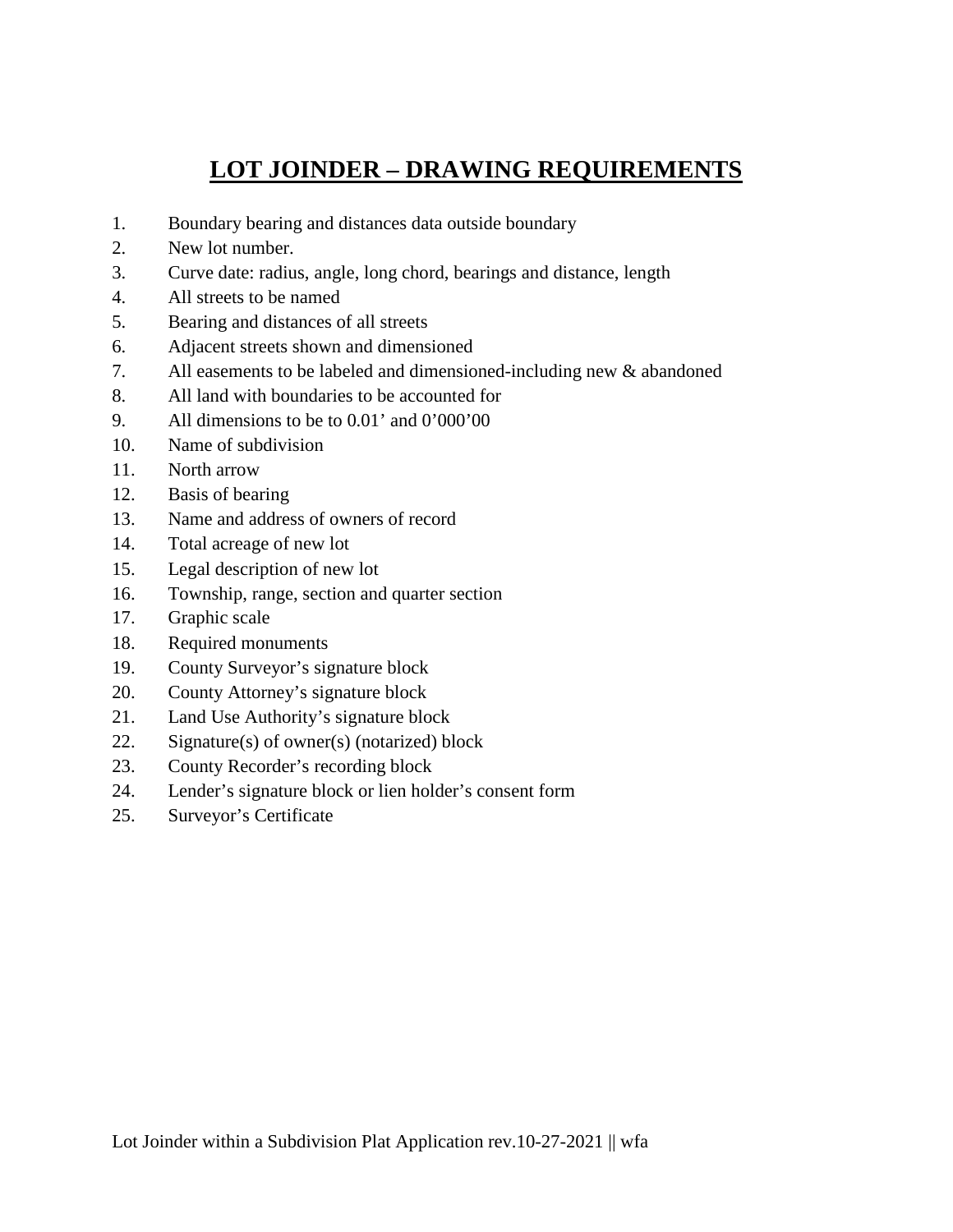# LOT JOINDER – DRAWING REQUIREMENTS

1. Boundary bearing and distances data outside boundary
2. New lot number.
3. Curve date: radius, angle, long chord, bearings and distance, length
4. All streets to be named
5. Bearing and distances of all streets
6. Adjacent streets shown and dimensioned
7. All easements to be labeled and dimensioned-including new & abandoned
8. All land with boundaries to be accounted for
9. All dimensions to be to 0.01' and 0'000'00
10. Name of subdivision
11. North arrow
12. Basis of bearing
13. Name and address of owners of record
14. Total acreage of new lot
15. Legal description of new lot
16. Township, range, section and quarter section
17. Graphic scale
18. Required monuments
19. County Surveyor's signature block
20. County Attorney's signature block
21. Land Use Authority's signature block
22. Signature(s) of owner(s) (notarized) block
23. County Recorder's recording block
24. Lender's signature block or lien holder's consent form
25. Surveyor's Certificate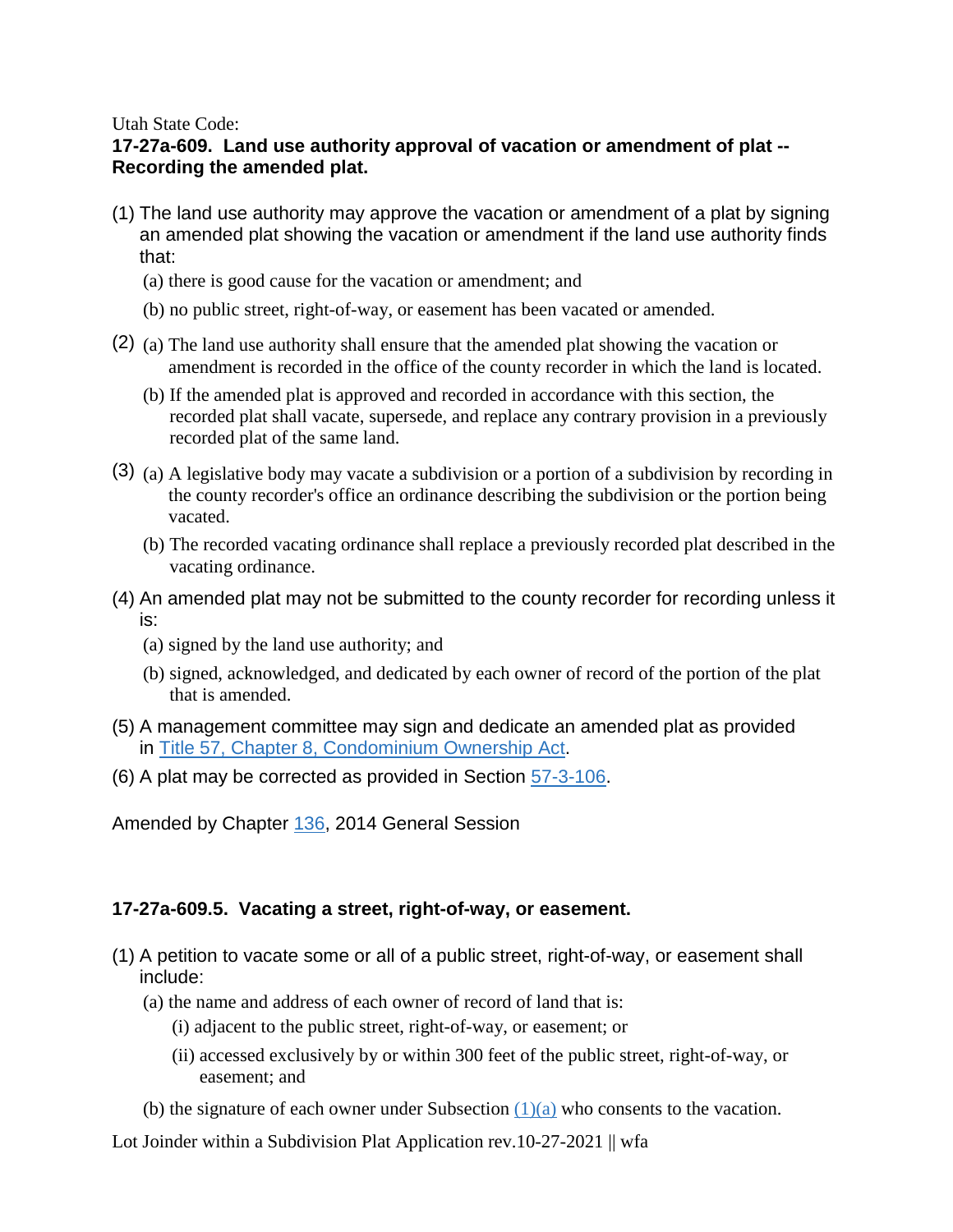Utah State Code:

**17-27a-609. Land use authority approval of vacation or amendment of plat -- Recording the amended plat.**

(1) The land use authority may approve the vacation or amendment of a plat by signing an amended plat showing the vacation or amendment if the land use authority finds that:

  (a) there is good cause for the vacation or amendment; and

  (b) no public street, right-of-way, or easement has been vacated or amended.

(2) (a) The land use authority shall ensure that the amended plat showing the vacation or amendment is recorded in the office of the county recorder in which the land is located.

  (b) If the amended plat is approved and recorded in accordance with this section, the recorded plat shall vacate, supersede, and replace any contrary provision in a previously recorded plat of the same land.

(3) (a) A legislative body may vacate a subdivision or a portion of a subdivision by recording in the county recorder's office an ordinance describing the subdivision or the portion being vacated.

  (b) The recorded vacating ordinance shall replace a previously recorded plat described in the vacating ordinance.

(4) An amended plat may not be submitted to the county recorder for recording unless it is:

  (a) signed by the land use authority; and

  (b) signed, acknowledged, and dedicated by each owner of record of the portion of the plat that is amended.

(5) A management committee may sign and dedicate an amended plat as provided in Title 57, Chapter 8, Condominium Ownership Act.

(6) A plat may be corrected as provided in Section 57-3-106.

Amended by Chapter 136, 2014 General Session

**17-27a-609.5. Vacating a street, right-of-way, or easement.**

(1) A petition to vacate some or all of a public street, right-of-way, or easement shall include:

  (a) the name and address of each owner of record of land that is:

    (i) adjacent to the public street, right-of-way, or easement; or

    (ii) accessed exclusively by or within 300 feet of the public street, right-of-way, or easement; and

  (b) the signature of each owner under Subsection (1)(a) who consents to the vacation.

Lot Joinder within a Subdivision Plat Application rev.10-27-2021 || wfa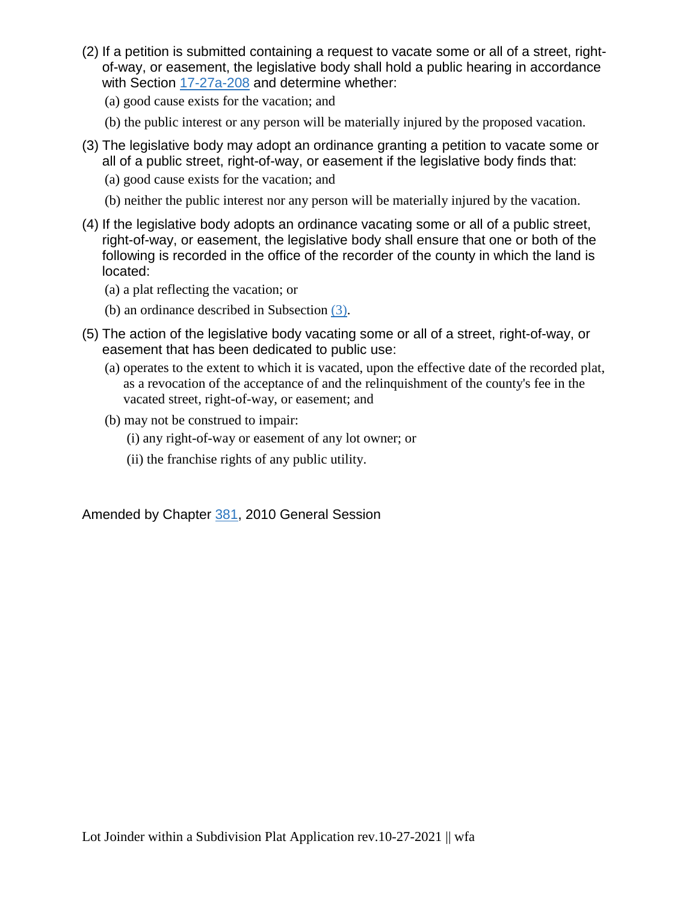(2) If a petition is submitted containing a request to vacate some or all of a street, right-of-way, or easement, the legislative body shall hold a public hearing in accordance with Section 17-27a-208 and determine whether:

(a) good cause exists for the vacation; and

(b) the public interest or any person will be materially injured by the proposed vacation.

(3) The legislative body may adopt an ordinance granting a petition to vacate some or all of a public street, right-of-way, or easement if the legislative body finds that:

(a) good cause exists for the vacation; and

(b) neither the public interest nor any person will be materially injured by the vacation.

(4) If the legislative body adopts an ordinance vacating some or all of a public street, right-of-way, or easement, the legislative body shall ensure that one or both of the following is recorded in the office of the recorder of the county in which the land is located:

(a) a plat reflecting the vacation; or

(b) an ordinance described in Subsection (3).

(5) The action of the legislative body vacating some or all of a street, right-of-way, or easement that has been dedicated to public use:

(a) operates to the extent to which it is vacated, upon the effective date of the recorded plat, as a revocation of the acceptance of and the relinquishment of the county's fee in the vacated street, right-of-way, or easement; and

(b) may not be construed to impair:

(i) any right-of-way or easement of any lot owner; or

(ii) the franchise rights of any public utility.

Amended by Chapter 381, 2010 General Session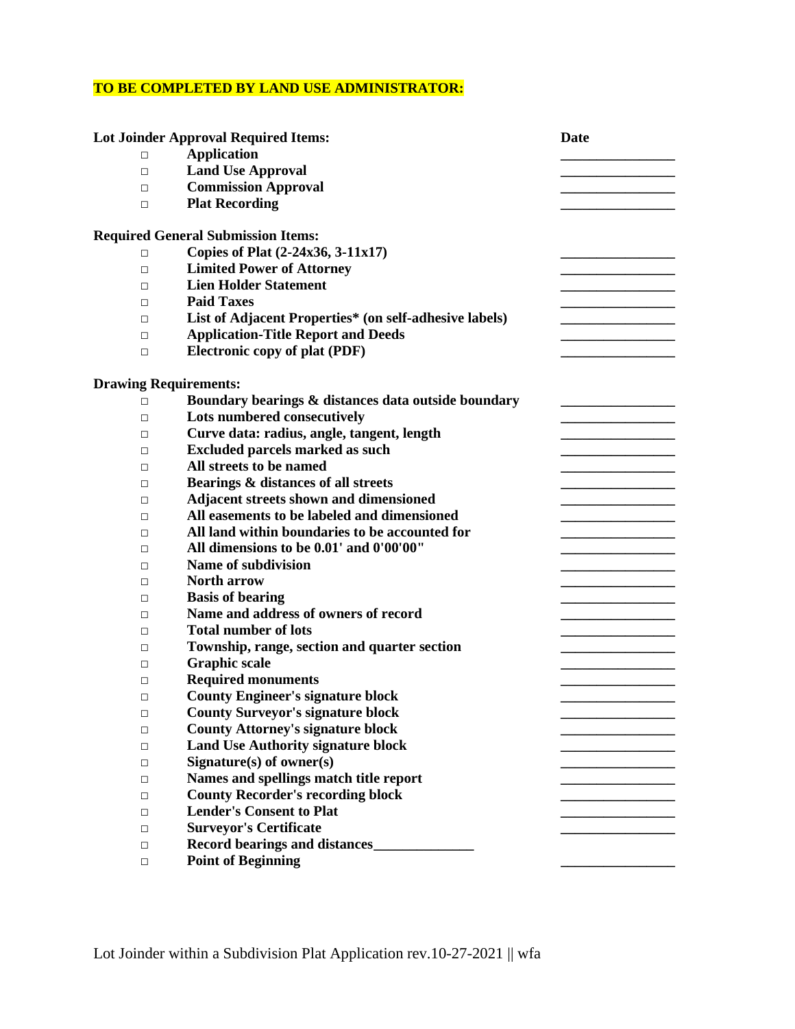**TO BE COMPLETED BY LAND USE ADMINISTRATOR:**

| Lot Joinder Approval Required Items: | Date |
|---|---|
| □ Application | ________________ |
| □ Land Use Approval | ________________ |
| □ Commission Approval | ________________ |
| □ Plat Recording | ________________ |
| **Required General Submission Items:** | |
| □ Copies of Plat (2-24x36, 3-11x17) | ________________ |
| □ Limited Power of Attorney | ________________ |
| □ Lien Holder Statement | ________________ |
| □ Paid Taxes | ________________ |
| □ List of Adjacent Properties* (on self-adhesive labels) | ________________ |
| □ Application-Title Report and Deeds | ________________ |
| □ Electronic copy of plat (PDF) | ________________ |
| **Drawing Requirements:** | |
| □ Boundary bearings & distances data outside boundary | ________________ |
| □ Lots numbered consecutively | ________________ |
| □ Curve data: radius, angle, tangent, length | ________________ |
| □ Excluded parcels marked as such | ________________ |
| □ All streets to be named | ________________ |
| □ Bearings & distances of all streets | ________________ |
| □ Adjacent streets shown and dimensioned | ________________ |
| □ All easements to be labeled and dimensioned | ________________ |
| □ All land within boundaries to be accounted for | ________________ |
| □ All dimensions to be 0.01' and 0'00'00" | ________________ |
| □ Name of subdivision | ________________ |
| □ North arrow | ________________ |
| □ Basis of bearing | ________________ |
| □ Name and address of owners of record | ________________ |
| □ Total number of lots | ________________ |
| □ Township, range, section and quarter section | ________________ |
| □ Graphic scale | ________________ |
| □ Required monuments | ________________ |
| □ County Engineer's signature block | ________________ |
| □ County Surveyor's signature block | ________________ |
| □ County Attorney's signature block | ________________ |
| □ Land Use Authority signature block | ________________ |
| □ Signature(s) of owner(s) | ________________ |
| □ Names and spellings match title report | ________________ |
| □ County Recorder's recording block | ________________ |
| □ Lender's Consent to Plat | ________________ |
| □ Surveyor's Certificate | ________________ |
| □ Record bearings and distances______________ | |
| □ Point of Beginning | ________________ |